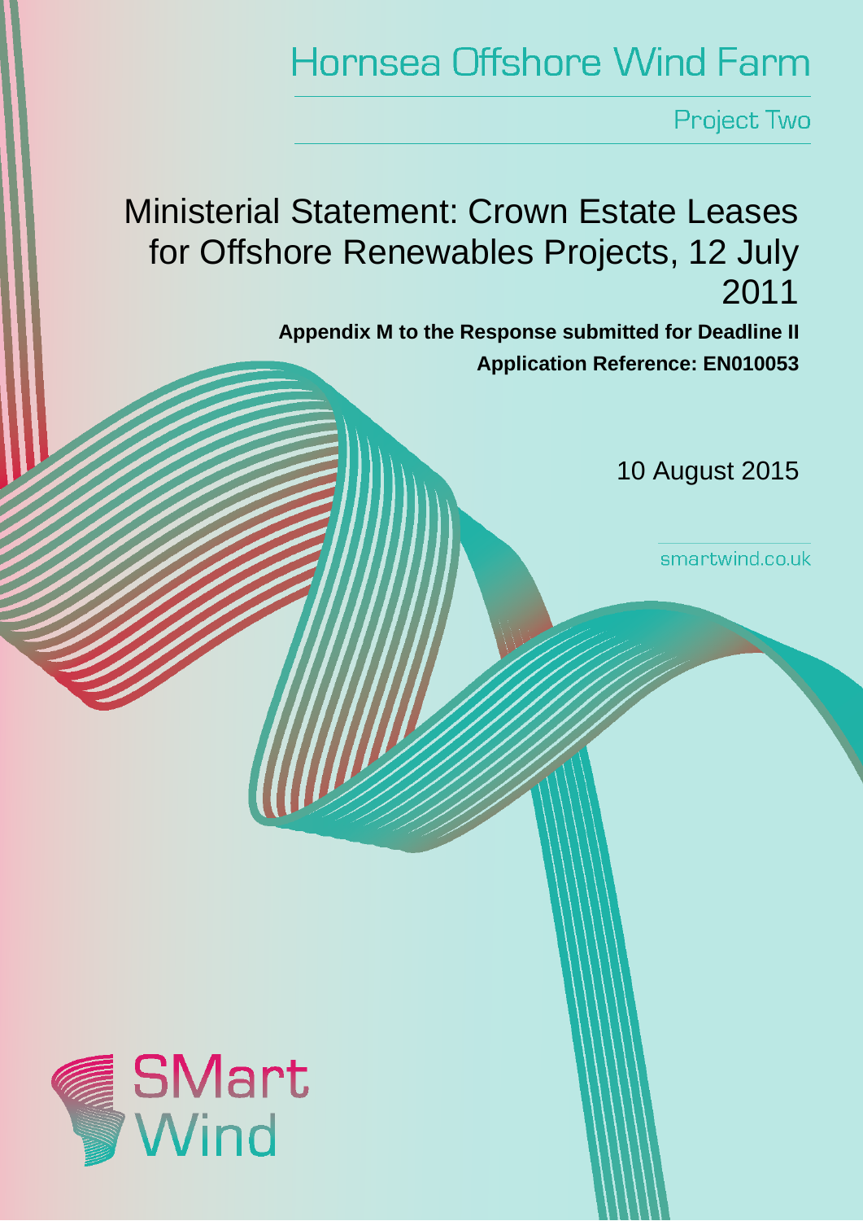# Hornsea Offshore Wind Farm

Project Two

# Ministerial Statement: Crown Estate Leases for Offshore Renewables Projects, 12 July 2011

**Appendix M to the Response submitted for Deadline II**

**Application Reference: EN010053**

10 August 2015

smartwind.co.uk

SMart Wind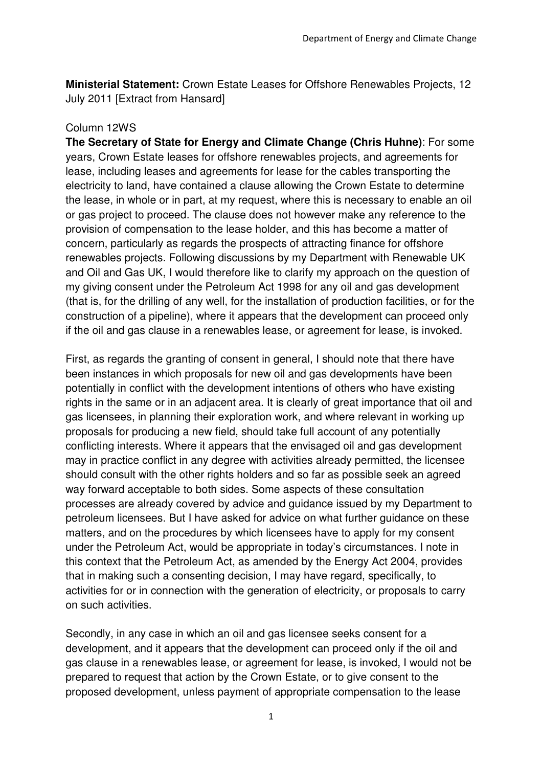**Ministerial Statement:** Crown Estate Leases for Offshore Renewables Projects, 12 July 2011 [Extract from Hansard]

Column 12WS

**The Secretary of State for Energy and Climate Change (Chris Huhne)**: For some years, Crown Estate leases for offshore renewables projects, and agreements for lease, including leases and agreements for lease for the cables transporting the electricity to land, have contained a clause allowing the Crown Estate to determine the lease, in whole or in part, at my request, where this is necessary to enable an oil or gas project to proceed. The clause does not however make any reference to the provision of compensation to the lease holder, and this has become a matter of concern, particularly as regards the prospects of attracting finance for offshore renewables projects. Following discussions by my Department with Renewable UK and Oil and Gas UK, I would therefore like to clarify my approach on the question of my giving consent under the Petroleum Act 1998 for any oil and gas development (that is, for the drilling of any well, for the installation of production facilities, or for the construction of a pipeline), where it appears that the development can proceed only if the oil and gas clause in a renewables lease, or agreement for lease, is invoked.

First, as regards the granting of consent in general, I should note that there have been instances in which proposals for new oil and gas developments have been potentially in conflict with the development intentions of others who have existing rights in the same or in an adjacent area. It is clearly of great importance that oil and gas licensees, in planning their exploration work, and where relevant in working up proposals for producing a new field, should take full account of any potentially conflicting interests. Where it appears that the envisaged oil and gas development may in practice conflict in any degree with activities already permitted, the licensee should consult with the other rights holders and so far as possible seek an agreed way forward acceptable to both sides. Some aspects of these consultation processes are already covered by advice and guidance issued by my Department to petroleum licensees. But I have asked for advice on what further guidance on these matters, and on the procedures by which licensees have to apply for my consent under the Petroleum Act, would be appropriate in today's circumstances. I note in this context that the Petroleum Act, as amended by the Energy Act 2004, provides that in making such a consenting decision, I may have regard, specifically, to activities for or in connection with the generation of electricity, or proposals to carry on such activities.

Secondly, in any case in which an oil and gas licensee seeks consent for a development, and it appears that the development can proceed only if the oil and gas clause in a renewables lease, or agreement for lease, is invoked, I would not be prepared to request that action by the Crown Estate, or to give consent to the proposed development, unless payment of appropriate compensation to the lease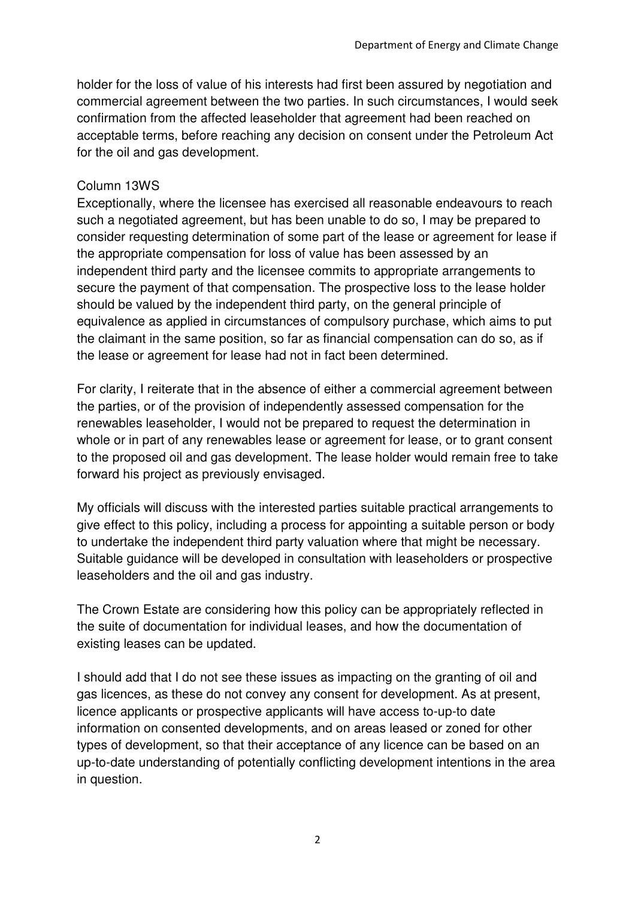holder for the loss of value of his interests had first been assured by negotiation and commercial agreement between the two parties. In such circumstances, I would seek confirmation from the affected leaseholder that agreement had been reached on acceptable terms, before reaching any decision on consent under the Petroleum Act for the oil and gas development.

Column 13WS

Exceptionally, where the licensee has exercised all reasonable endeavours to reach such a negotiated agreement, but has been unable to do so, I may be prepared to consider requesting determination of some part of the lease or agreement for lease if the appropriate compensation for loss of value has been assessed by an independent third party and the licensee commits to appropriate arrangements to secure the payment of that compensation. The prospective loss to the lease holder should be valued by the independent third party, on the general principle of equivalence as applied in circumstances of compulsory purchase, which aims to put the claimant in the same position, so far as financial compensation can do so, as if the lease or agreement for lease had not in fact been determined.

For clarity, I reiterate that in the absence of either a commercial agreement between the parties, or of the provision of independently assessed compensation for the renewables leaseholder, I would not be prepared to request the determination in whole or in part of any renewables lease or agreement for lease, or to grant consent to the proposed oil and gas development. The lease holder would remain free to take forward his project as previously envisaged.

My officials will discuss with the interested parties suitable practical arrangements to give effect to this policy, including a process for appointing a suitable person or body to undertake the independent third party valuation where that might be necessary. Suitable guidance will be developed in consultation with leaseholders or prospective leaseholders and the oil and gas industry.

The Crown Estate are considering how this policy can be appropriately reflected in the suite of documentation for individual leases, and how the documentation of existing leases can be updated.

I should add that I do not see these issues as impacting on the granting of oil and gas licences, as these do not convey any consent for development. As at present, licence applicants or prospective applicants will have access to-up-to date information on consented developments, and on areas leased or zoned for other types of development, so that their acceptance of any licence can be based on an up-to-date understanding of potentially conflicting development intentions in the area in question.